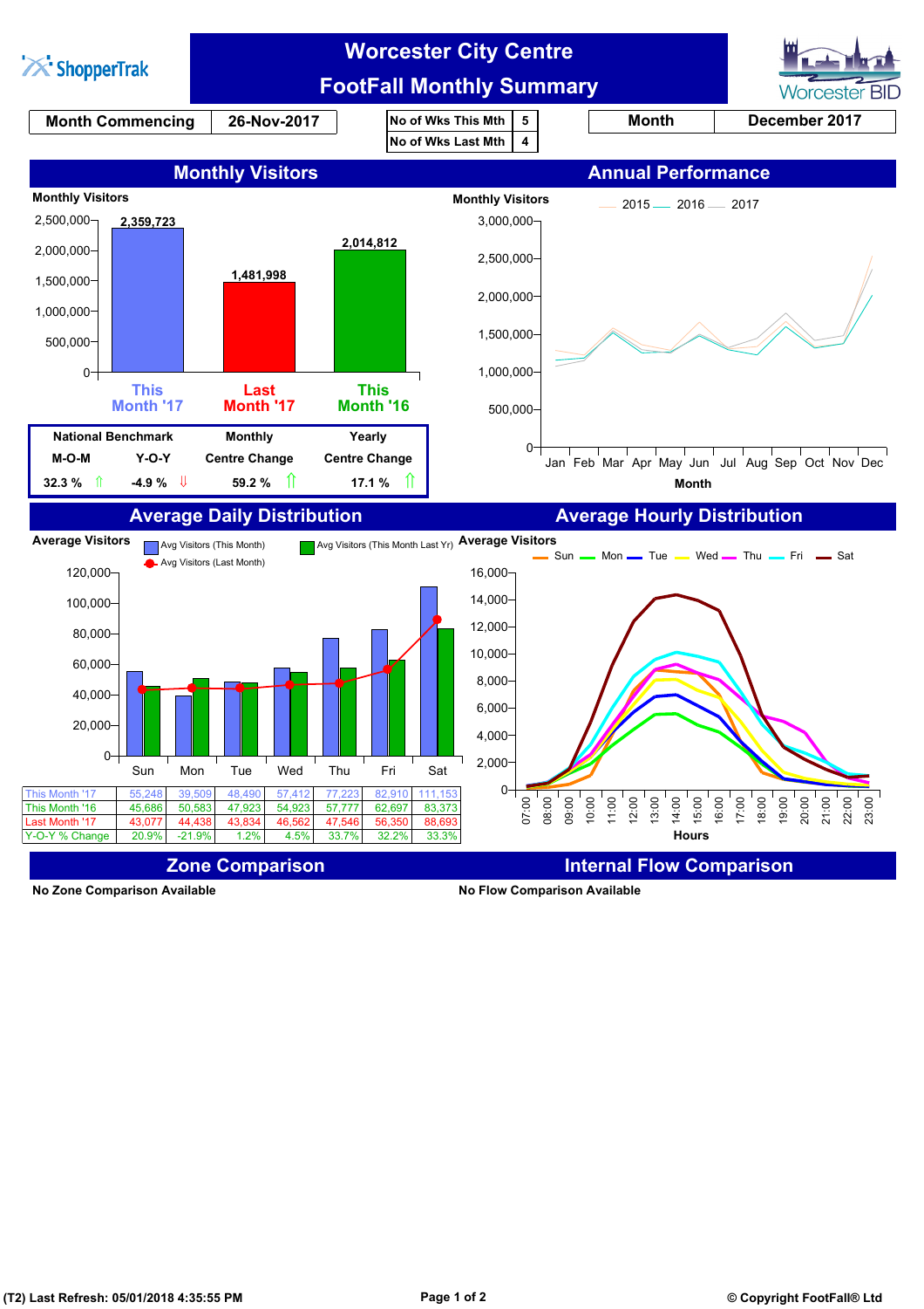# Worcester City Centre FootFall Monthly Summary

ShopperTrak · Worcester BID

| Month Commencing | 26-Nov-2017 |
|---|---|

| No of Wks This Mth | 5 |
|---|---|
| No of Wks Last Mth | 4 |

| Month | December 2017 |
|---|---|

## Monthly Visitors

Monthly Visitors

| This Month '17 | Last Month '17 | This Month '16 |
|---|---|---|
| 2,359,723 | 1,481,998 | 2,014,812 |

| National Benchmark M-O-M | National Benchmark Y-O-Y | Monthly Centre Change | Yearly Centre Change |
|---|---|---|---|
| 32.3 % ⇑ | -4.9 % ⇓ | 59.2 % ⇑ | 17.1 % ⇑ |

## Annual Performance

Monthly Visitors — 2015, 2016, 2017 (Month: Jan–Dec)

## Average Daily Distribution

Average Visitors — Avg Visitors (This Month); Avg Visitors (This Month Last Yr); Avg Visitors (Last Month)

| | Sun | Mon | Tue | Wed | Thu | Fri | Sat |
|---|---|---|---|---|---|---|---|
| This Month '17 | 55,248 | 39,509 | 48,490 | 57,412 | 77,223 | 82,910 | 111,153 |
| This Month '16 | 45,686 | 50,583 | 47,923 | 54,923 | 57,777 | 62,697 | 83,373 |
| Last Month '17 | 43,077 | 44,438 | 43,834 | 46,562 | 47,546 | 56,350 | 88,693 |
| Y-O-Y % Change | 20.9% | -21.9% | 1.2% | 4.5% | 33.7% | 32.2% | 33.3% |

## Average Hourly Distribution

Average Visitors — Sun, Mon, Tue, Wed, Thu, Fri, Sat (Hours 07:00–23:00)

## Zone Comparison

No Zone Comparison Available

## Internal Flow Comparison

No Flow Comparison Available

(T2) Last Refresh: 05/01/2018 4:35:55 PM

© Copyright FootFall® Ltd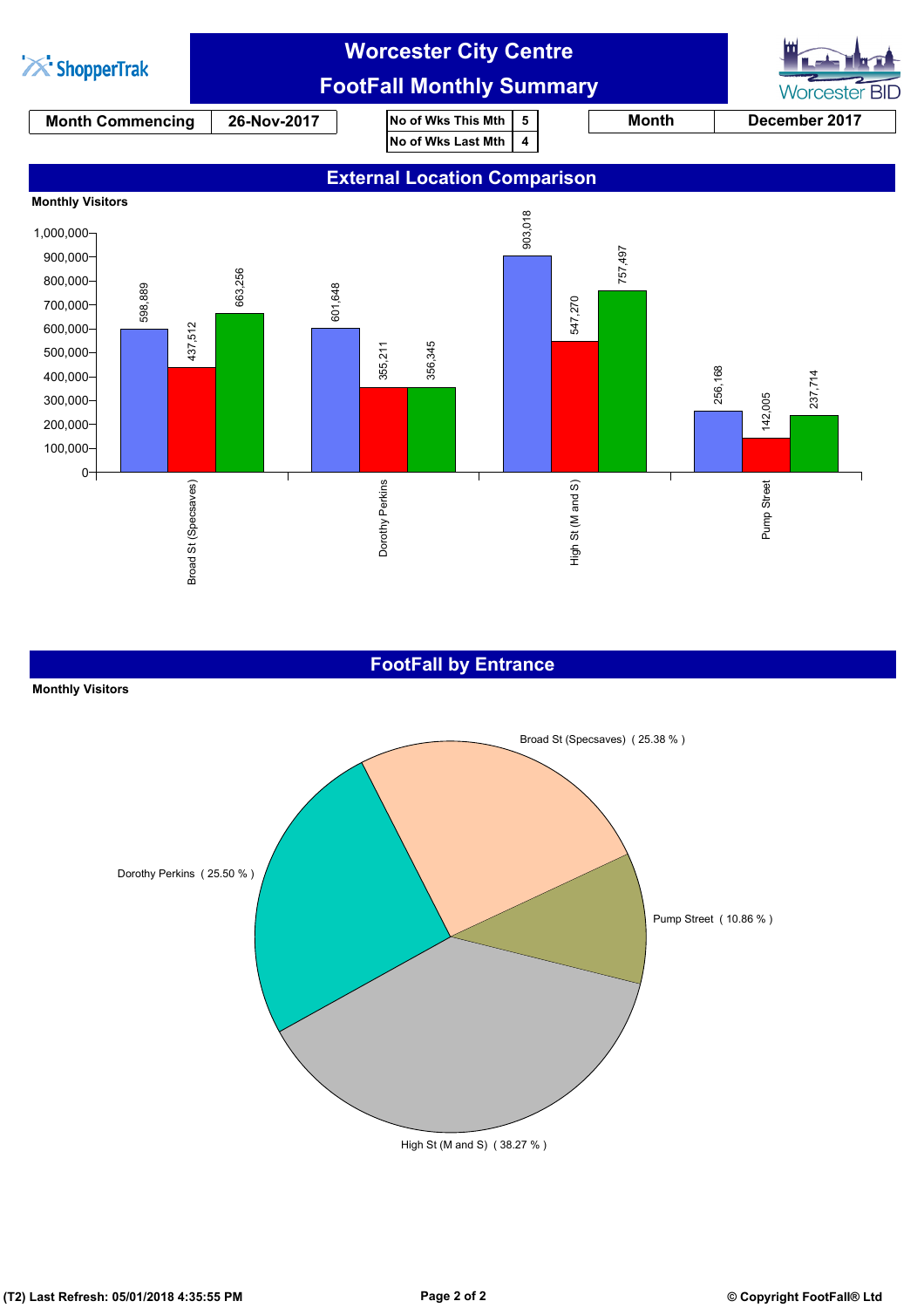# Worcester City Centre
## FootFall Monthly Summary

| Month Commencing | 26-Nov-2017 |
|---|---|

| No of Wks This Mth | 5 |
|---|---|
| No of Wks Last Mth | 4 |

| Month | December 2017 |
|---|---|

## External Location Comparison

Monthly Visitors

| Location | Bar 1 | Bar 2 | Bar 3 |
|---|---|---|---|
| Broad St (Specsaves) | 598,889 | 437,512 | 663,256 |
| Dorothy Perkins | 601,648 | 355,211 | 356,345 |
| High St (M and S) | 903,018 | 547,270 | 757,497 |
| Pump Street | 256,168 | 142,005 | 237,714 |

## FootFall by Entrance

Monthly Visitors

- Broad St (Specsaves) ( 25.38 % )
- Dorothy Perkins ( 25.50 % )
- Pump Street ( 10.86 % )
- High St (M and S) ( 38.27 % )

(T2) Last Refresh: 05/01/2018 4:35:55 PM

© Copyright FootFall® Ltd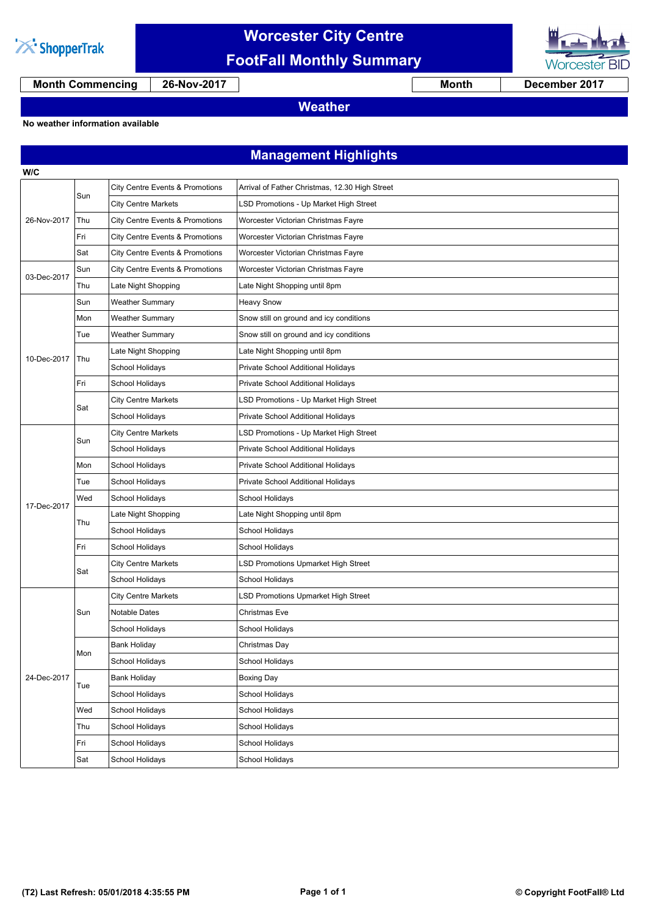# Worcester City Centre
## FootFall Monthly Summary

| Month Commencing | 26-Nov-2017 | Month | December 2017 |
|---|---|---|---|

## Weather

**No weather information available**

## Management Highlights

| W/C | | | |
|---|---|---|---|
| 26-Nov-2017 | Sun | City Centre Events & Promotions | Arrival of Father Christmas, 12.30 High Street |
| | | City Centre Markets | LSD Promotions - Up Market High Street |
| | Thu | City Centre Events & Promotions | Worcester Victorian Christmas Fayre |
| | Fri | City Centre Events & Promotions | Worcester Victorian Christmas Fayre |
| | Sat | City Centre Events & Promotions | Worcester Victorian Christmas Fayre |
| 03-Dec-2017 | Sun | City Centre Events & Promotions | Worcester Victorian Christmas Fayre |
| | Thu | Late Night Shopping | Late Night Shopping until 8pm |
| 10-Dec-2017 | Sun | Weather Summary | Heavy Snow |
| | Mon | Weather Summary | Snow still on ground and icy conditions |
| | Tue | Weather Summary | Snow still on ground and icy conditions |
| | Thu | Late Night Shopping | Late Night Shopping until 8pm |
| | | School Holidays | Private School Additional Holidays |
| | Fri | School Holidays | Private School Additional Holidays |
| | Sat | City Centre Markets | LSD Promotions - Up Market High Street |
| | | School Holidays | Private School Additional Holidays |
| 17-Dec-2017 | Sun | City Centre Markets | LSD Promotions - Up Market High Street |
| | | School Holidays | Private School Additional Holidays |
| | Mon | School Holidays | Private School Additional Holidays |
| | Tue | School Holidays | Private School Additional Holidays |
| | Wed | School Holidays | School Holidays |
| | Thu | Late Night Shopping | Late Night Shopping until 8pm |
| | | School Holidays | School Holidays |
| | Fri | School Holidays | School Holidays |
| | Sat | City Centre Markets | LSD Promotions Upmarket High Street |
| | | School Holidays | School Holidays |
| 24-Dec-2017 | Sun | City Centre Markets | LSD Promotions Upmarket High Street |
| | | Notable Dates | Christmas Eve |
| | | School Holidays | School Holidays |
| | Mon | Bank Holiday | Christmas Day |
| | | School Holidays | School Holidays |
| | Tue | Bank Holiday | Boxing Day |
| | | School Holidays | School Holidays |
| | Wed | School Holidays | School Holidays |
| | Thu | School Holidays | School Holidays |
| | Fri | School Holidays | School Holidays |
| | Sat | School Holidays | School Holidays |

(T2) Last Refresh: 05/01/2018 4:35:55 PM

© Copyright FootFall® Ltd